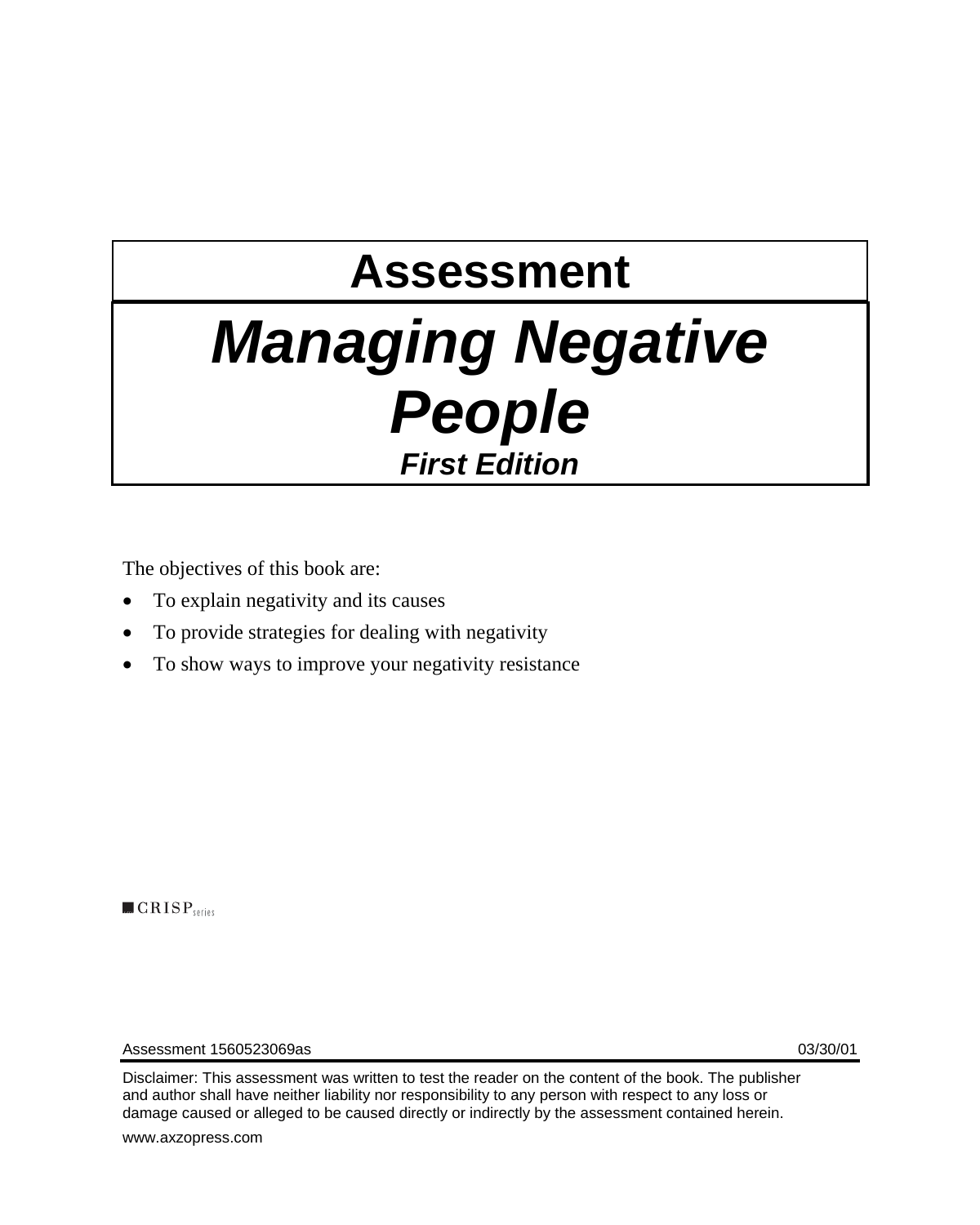# Assessment

# *Managing Negative People*

***First Edition***

The objectives of this book are:

- To explain negativity and its causes
- To provide strategies for dealing with negativity
- To show ways to improve your negativity resistance

CRISP series

Assessment 1560523069as 03/30/01

Disclaimer: This assessment was written to test the reader on the content of the book. The publisher and author shall have neither liability nor responsibility to any person with respect to any loss or damage caused or alleged to be caused directly or indirectly by the assessment contained herein.

www.axzopress.com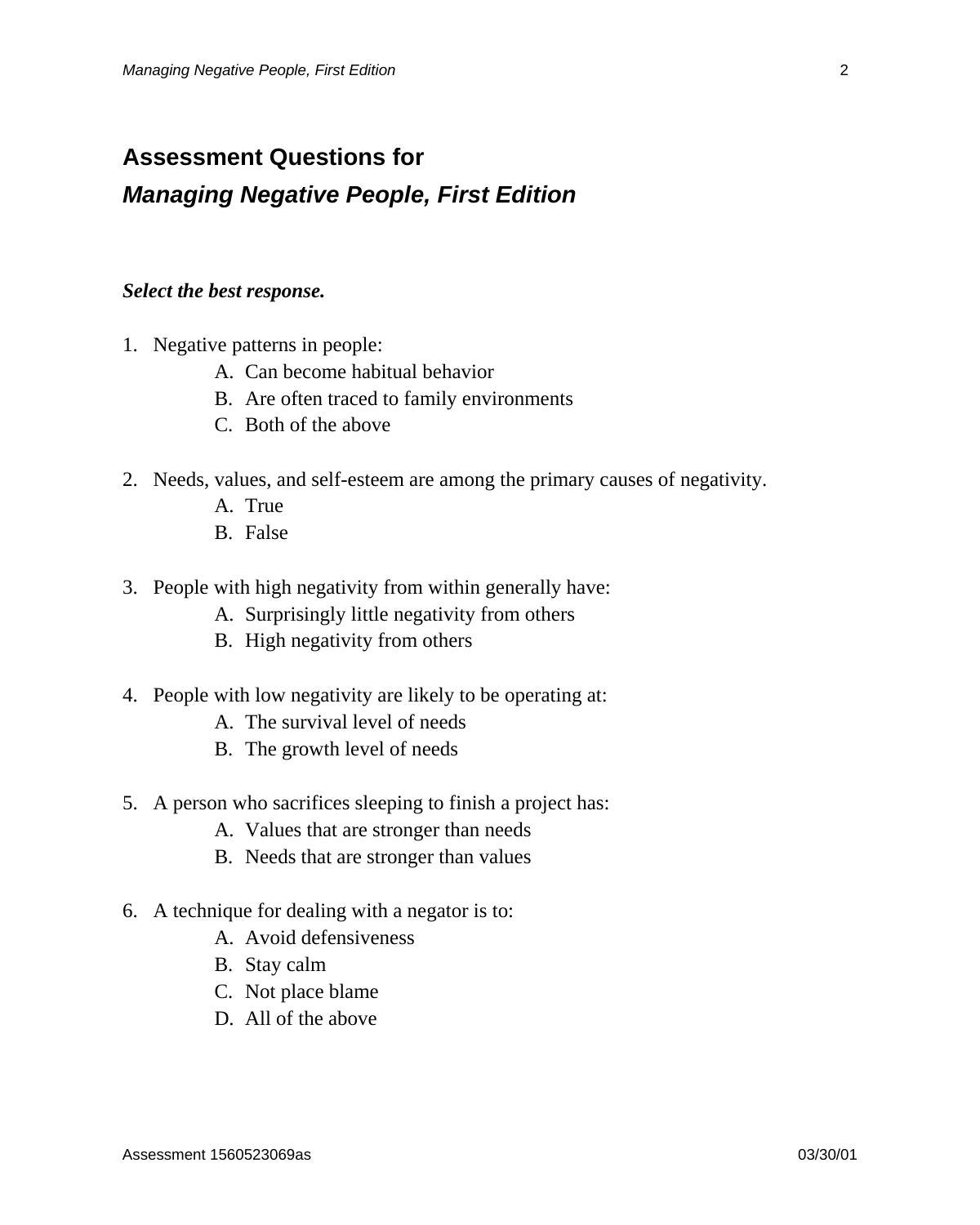# Assessment Questions for

# *Managing Negative People, First Edition*

***Select the best response.***

1. Negative patterns in people:
   - A. Can become habitual behavior
   - B. Are often traced to family environments
   - C. Both of the above

2. Needs, values, and self-esteem are among the primary causes of negativity.
   - A. True
   - B. False

3. People with high negativity from within generally have:
   - A. Surprisingly little negativity from others
   - B. High negativity from others

4. People with low negativity are likely to be operating at:
   - A. The survival level of needs
   - B. The growth level of needs

5. A person who sacrifices sleeping to finish a project has:
   - A. Values that are stronger than needs
   - B. Needs that are stronger than values

6. A technique for dealing with a negator is to:
   - A. Avoid defensiveness
   - B. Stay calm
   - C. Not place blame
   - D. All of the above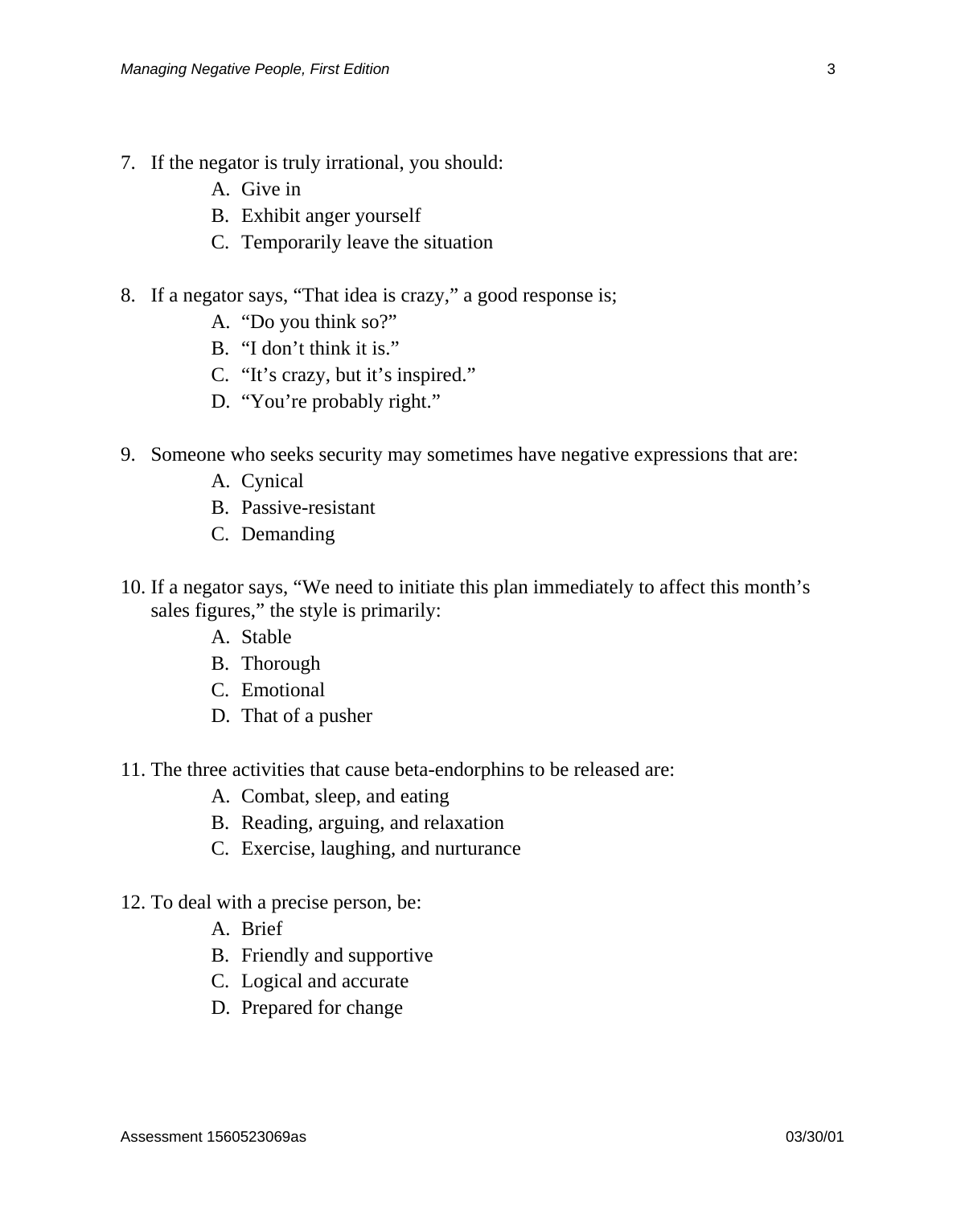7. If the negator is truly irrational, you should:
   - A. Give in
   - B. Exhibit anger yourself
   - C. Temporarily leave the situation

8. If a negator says, “That idea is crazy,” a good response is;
   - A. “Do you think so?”
   - B. “I don’t think it is.”
   - C. “It’s crazy, but it’s inspired.”
   - D. “You’re probably right.”

9. Someone who seeks security may sometimes have negative expressions that are:
   - A. Cynical
   - B. Passive-resistant
   - C. Demanding

10. If a negator says, “We need to initiate this plan immediately to affect this month’s sales figures,” the style is primarily:
    - A. Stable
    - B. Thorough
    - C. Emotional
    - D. That of a pusher

11. The three activities that cause beta-endorphins to be released are:
    - A. Combat, sleep, and eating
    - B. Reading, arguing, and relaxation
    - C. Exercise, laughing, and nurturance

12. To deal with a precise person, be:
    - A. Brief
    - B. Friendly and supportive
    - C. Logical and accurate
    - D. Prepared for change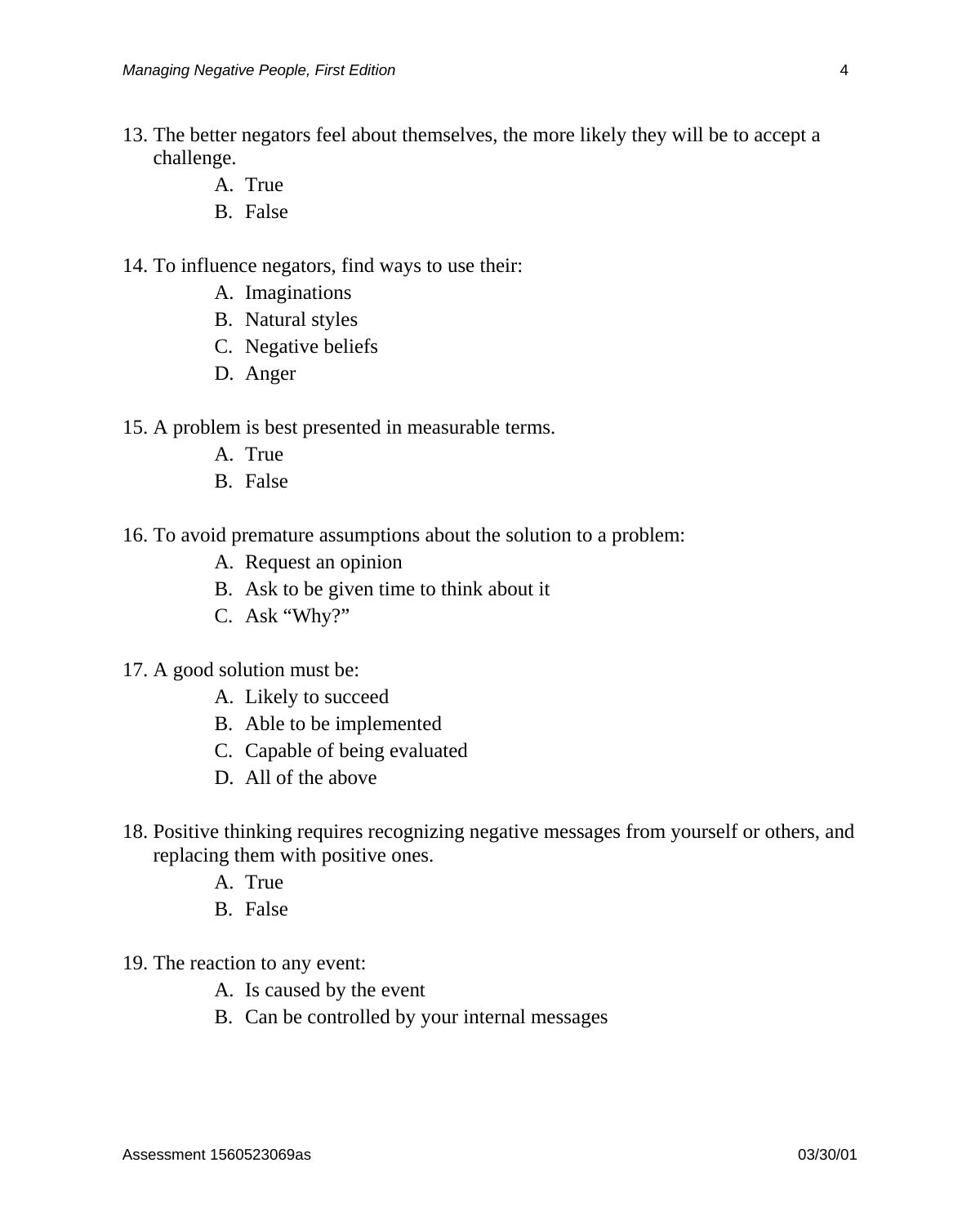13. The better negators feel about themselves, the more likely they will be to accept a challenge.
    A. True
    B. False

14. To influence negators, find ways to use their:
    A. Imaginations
    B. Natural styles
    C. Negative beliefs
    D. Anger

15. A problem is best presented in measurable terms.
    A. True
    B. False

16. To avoid premature assumptions about the solution to a problem:
    A. Request an opinion
    B. Ask to be given time to think about it
    C. Ask "Why?"

17. A good solution must be:
    A. Likely to succeed
    B. Able to be implemented
    C. Capable of being evaluated
    D. All of the above

18. Positive thinking requires recognizing negative messages from yourself or others, and replacing them with positive ones.
    A. True
    B. False

19. The reaction to any event:
    A. Is caused by the event
    B. Can be controlled by your internal messages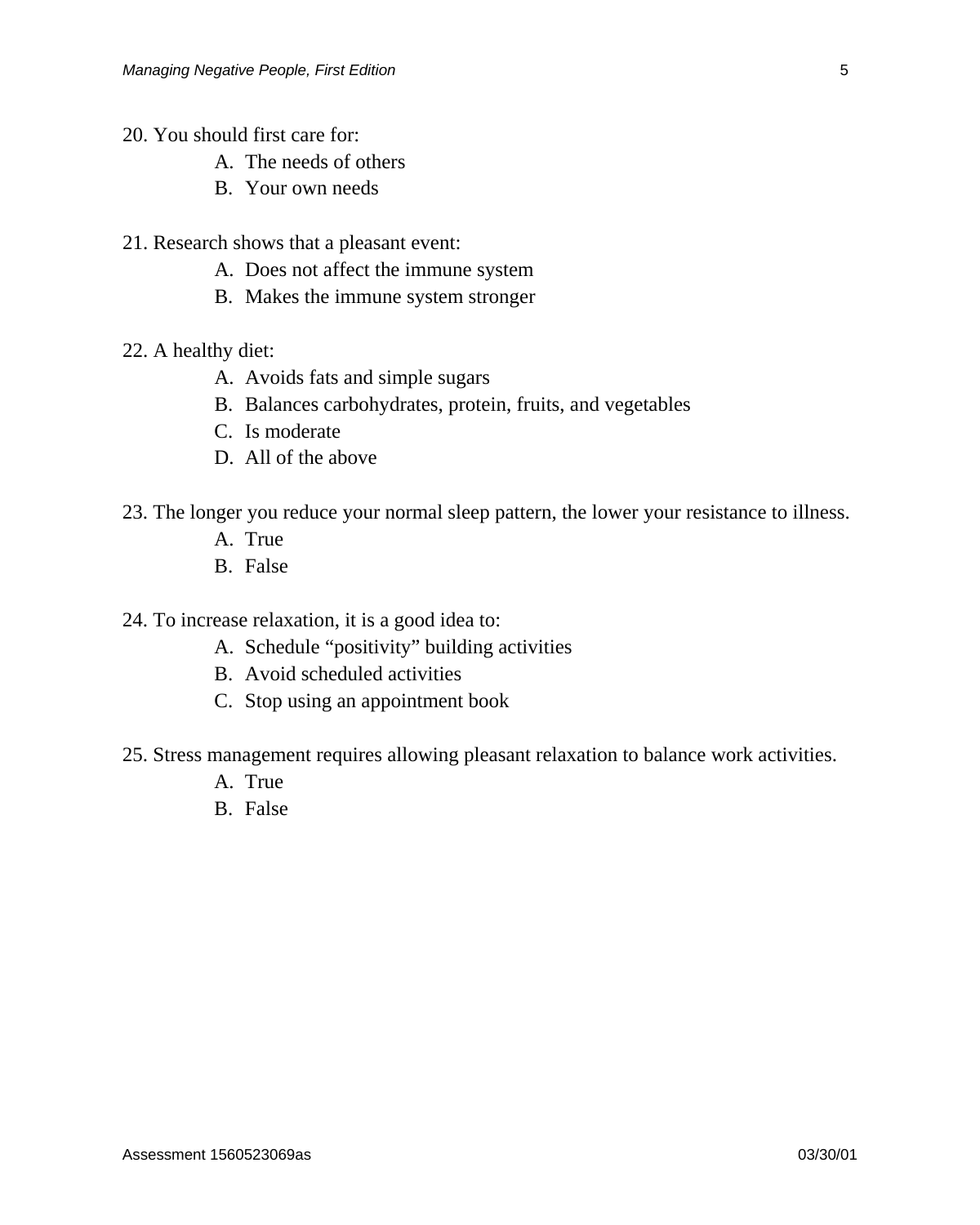20. You should first care for:
    A. The needs of others
    B. Your own needs

21. Research shows that a pleasant event:
    A. Does not affect the immune system
    B. Makes the immune system stronger

22. A healthy diet:
    A. Avoids fats and simple sugars
    B. Balances carbohydrates, protein, fruits, and vegetables
    C. Is moderate
    D. All of the above

23. The longer you reduce your normal sleep pattern, the lower your resistance to illness.
    A. True
    B. False

24. To increase relaxation, it is a good idea to:
    A. Schedule "positivity" building activities
    B. Avoid scheduled activities
    C. Stop using an appointment book

25. Stress management requires allowing pleasant relaxation to balance work activities.
    A. True
    B. False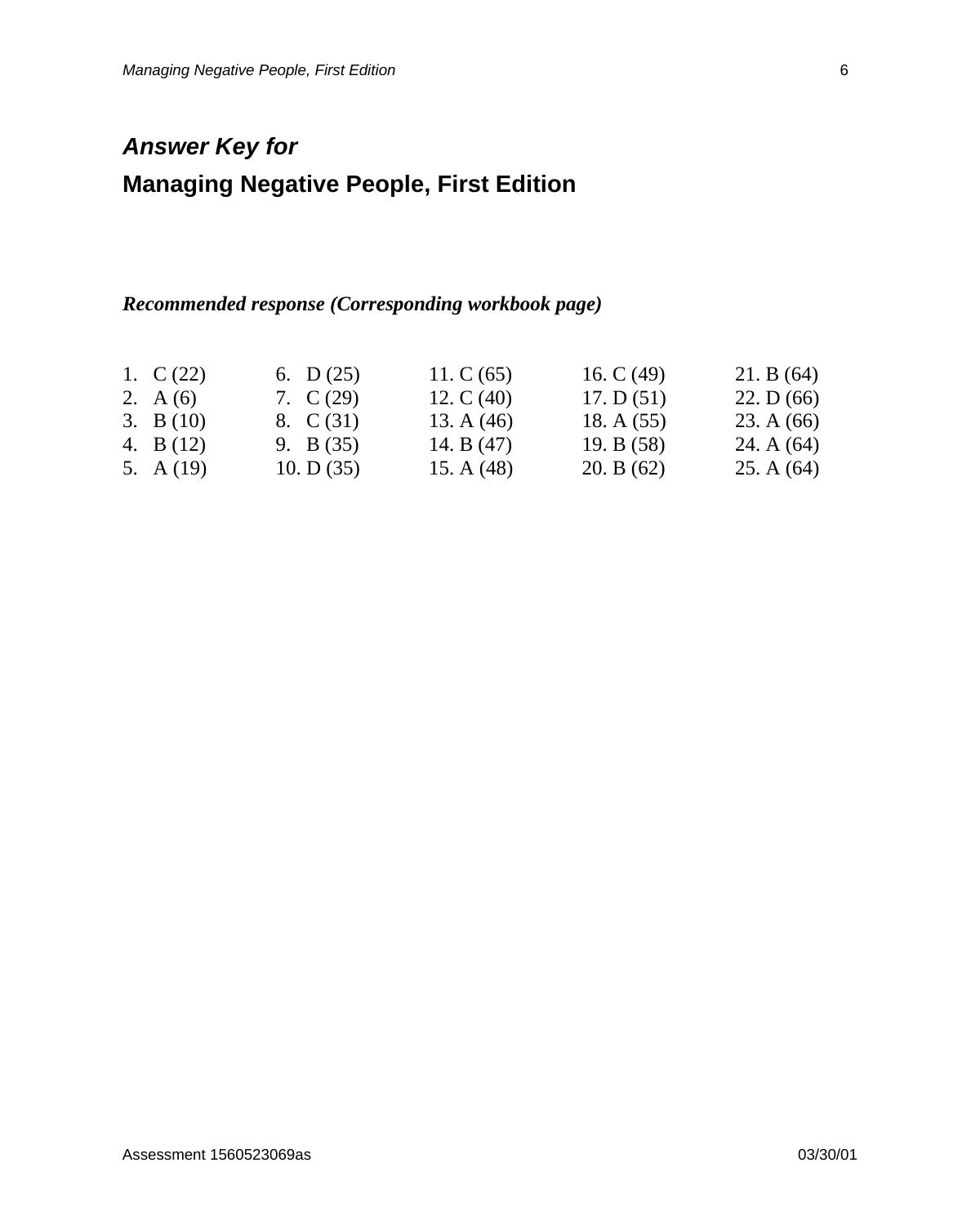## *Answer Key for*

## Managing Negative People, First Edition

***Recommended response (Corresponding workbook page)***

| | | | | |
|---|---|---|---|---|
| 1. C (22) | 6. D (25) | 11. C (65) | 16. C (49) | 21. B (64) |
| 2. A (6) | 7. C (29) | 12. C (40) | 17. D (51) | 22. D (66) |
| 3. B (10) | 8. C (31) | 13. A (46) | 18. A (55) | 23. A (66) |
| 4. B (12) | 9. B (35) | 14. B (47) | 19. B (58) | 24. A (64) |
| 5. A (19) | 10. D (35) | 15. A (48) | 20. B (62) | 25. A (64) |

Assessment 1560523069as 03/30/01